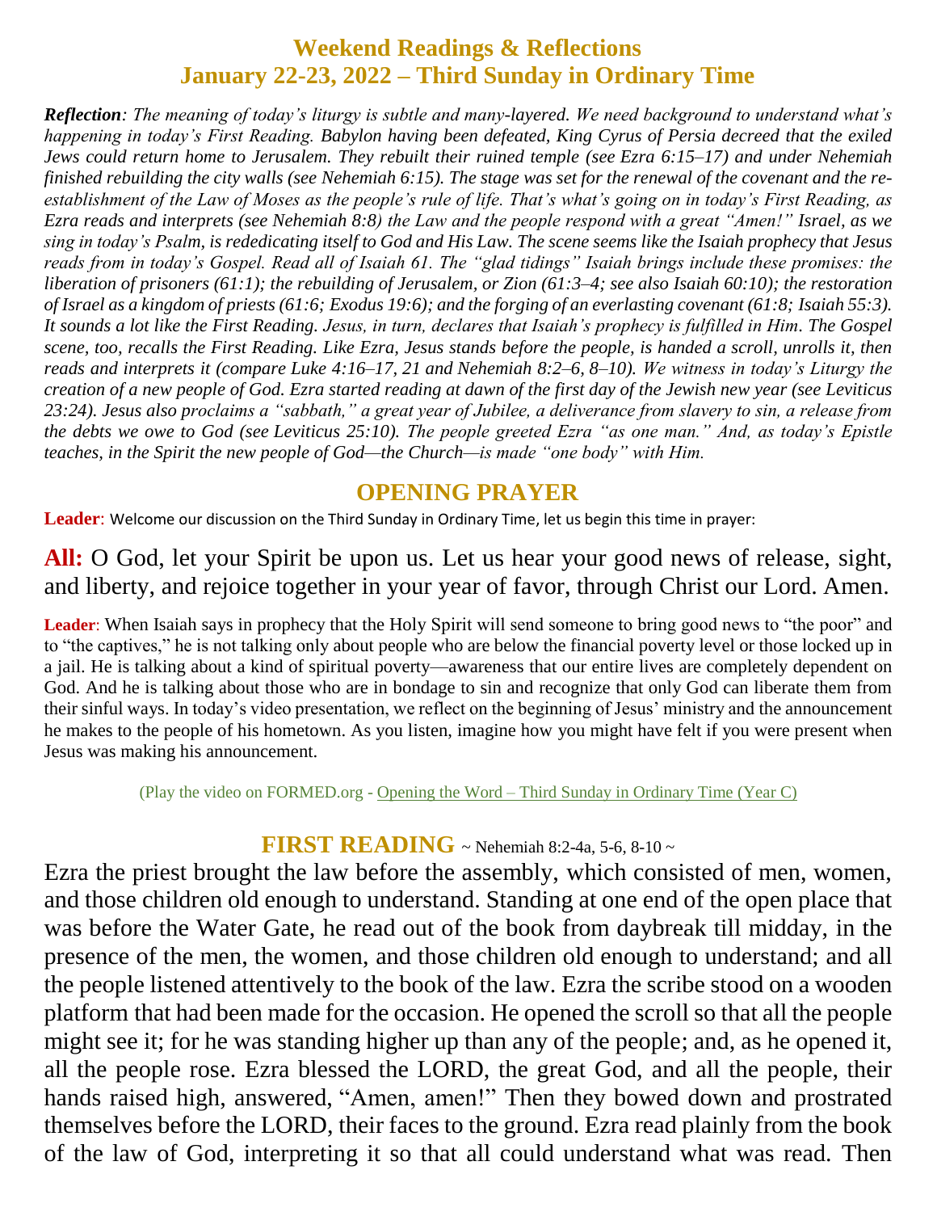# Weekend Readings & Reflections
## January 22-23, 2022 – Third Sunday in Ordinary Time

***Reflection**: The meaning of today's liturgy is subtle and many-layered. We need background to understand what's happening in today's First Reading. Babylon having been defeated, King Cyrus of Persia decreed that the exiled Jews could return home to Jerusalem. They rebuilt their ruined temple (see Ezra 6:15–17) and under Nehemiah finished rebuilding the city walls (see Nehemiah 6:15). The stage was set for the renewal of the covenant and the re-establishment of the Law of Moses as the people's rule of life. That's what's going on in today's First Reading, as Ezra reads and interprets (see Nehemiah 8:8) the Law and the people respond with a great "Amen!" Israel, as we sing in today's Psalm, is rededicating itself to God and His Law. The scene seems like the Isaiah prophecy that Jesus reads from in today's Gospel. Read all of Isaiah 61. The "glad tidings" Isaiah brings include these promises: the liberation of prisoners (61:1); the rebuilding of Jerusalem, or Zion (61:3–4; see also Isaiah 60:10); the restoration of Israel as a kingdom of priests (61:6; Exodus 19:6); and the forging of an everlasting covenant (61:8; Isaiah 55:3). It sounds a lot like the First Reading. Jesus, in turn, declares that Isaiah's prophecy is fulfilled in Him. The Gospel scene, too, recalls the First Reading. Like Ezra, Jesus stands before the people, is handed a scroll, unrolls it, then reads and interprets it (compare Luke 4:16–17, 21 and Nehemiah 8:2–6, 8–10). We witness in today's Liturgy the creation of a new people of God. Ezra started reading at dawn of the first day of the Jewish new year (see Leviticus 23:24). Jesus also proclaims a "sabbath," a great year of Jubilee, a deliverance from slavery to sin, a release from the debts we owe to God (see Leviticus 25:10). The people greeted Ezra "as one man." And, as today's Epistle teaches, in the Spirit the new people of God—the Church—is made "one body" with Him.*

## OPENING PRAYER

**Leader**: Welcome our discussion on the Third Sunday in Ordinary Time, let us begin this time in prayer:

**All:** O God, let your Spirit be upon us. Let us hear your good news of release, sight, and liberty, and rejoice together in your year of favor, through Christ our Lord. Amen.

**Leader**: When Isaiah says in prophecy that the Holy Spirit will send someone to bring good news to "the poor" and to "the captives," he is not talking only about people who are below the financial poverty level or those locked up in a jail. He is talking about a kind of spiritual poverty—awareness that our entire lives are completely dependent on God. And he is talking about those who are in bondage to sin and recognize that only God can liberate them from their sinful ways. In today's video presentation, we reflect on the beginning of Jesus' ministry and the announcement he makes to the people of his hometown. As you listen, imagine how you might have felt if you were present when Jesus was making his announcement.

(Play the video on FORMED.org - Opening the Word – Third Sunday in Ordinary Time (Year C)

## FIRST READING ~ Nehemiah 8:2-4a, 5-6, 8-10 ~

Ezra the priest brought the law before the assembly, which consisted of men, women, and those children old enough to understand. Standing at one end of the open place that was before the Water Gate, he read out of the book from daybreak till midday, in the presence of the men, the women, and those children old enough to understand; and all the people listened attentively to the book of the law. Ezra the scribe stood on a wooden platform that had been made for the occasion. He opened the scroll so that all the people might see it; for he was standing higher up than any of the people; and, as he opened it, all the people rose. Ezra blessed the LORD, the great God, and all the people, their hands raised high, answered, "Amen, amen!" Then they bowed down and prostrated themselves before the LORD, their faces to the ground. Ezra read plainly from the book of the law of God, interpreting it so that all could understand what was read. Then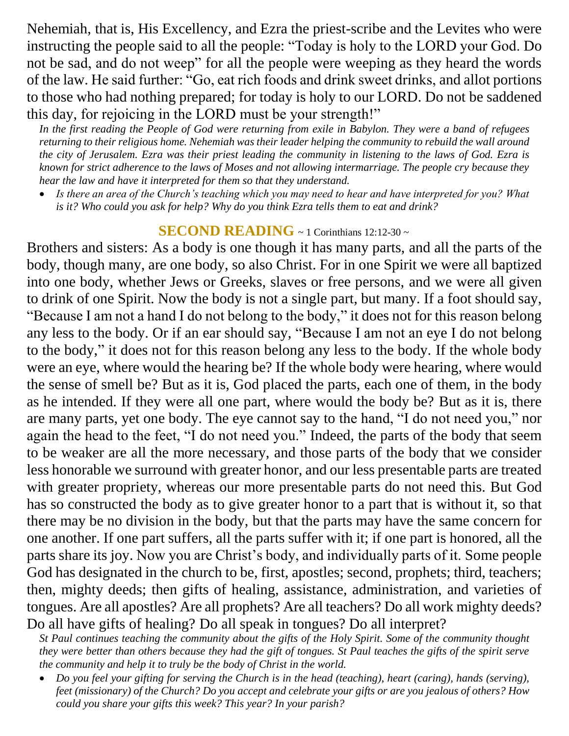Nehemiah, that is, His Excellency, and Ezra the priest-scribe and the Levites who were instructing the people said to all the people: "Today is holy to the LORD your God. Do not be sad, and do not weep" for all the people were weeping as they heard the words of the law. He said further: "Go, eat rich foods and drink sweet drinks, and allot portions to those who had nothing prepared; for today is holy to our LORD. Do not be saddened this day, for rejoicing in the LORD must be your strength!"

*In the first reading the People of God were returning from exile in Babylon. They were a band of refugees returning to their religious home. Nehemiah was their leader helping the community to rebuild the wall around the city of Jerusalem. Ezra was their priest leading the community in listening to the laws of God. Ezra is known for strict adherence to the laws of Moses and not allowing intermarriage. The people cry because they hear the law and have it interpreted for them so that they understand.*

- *Is there an area of the Church's teaching which you may need to hear and have interpreted for you? What is it? Who could you ask for help? Why do you think Ezra tells them to eat and drink?*

## SECOND READING ~ 1 Corinthians 12:12-30 ~

Brothers and sisters: As a body is one though it has many parts, and all the parts of the body, though many, are one body, so also Christ. For in one Spirit we were all baptized into one body, whether Jews or Greeks, slaves or free persons, and we were all given to drink of one Spirit. Now the body is not a single part, but many. If a foot should say, "Because I am not a hand I do not belong to the body," it does not for this reason belong any less to the body. Or if an ear should say, "Because I am not an eye I do not belong to the body," it does not for this reason belong any less to the body. If the whole body were an eye, where would the hearing be? If the whole body were hearing, where would the sense of smell be? But as it is, God placed the parts, each one of them, in the body as he intended. If they were all one part, where would the body be? But as it is, there are many parts, yet one body. The eye cannot say to the hand, "I do not need you," nor again the head to the feet, "I do not need you." Indeed, the parts of the body that seem to be weaker are all the more necessary, and those parts of the body that we consider less honorable we surround with greater honor, and our less presentable parts are treated with greater propriety, whereas our more presentable parts do not need this. But God has so constructed the body as to give greater honor to a part that is without it, so that there may be no division in the body, but that the parts may have the same concern for one another. If one part suffers, all the parts suffer with it; if one part is honored, all the parts share its joy. Now you are Christ's body, and individually parts of it. Some people God has designated in the church to be, first, apostles; second, prophets; third, teachers; then, mighty deeds; then gifts of healing, assistance, administration, and varieties of tongues. Are all apostles? Are all prophets? Are all teachers? Do all work mighty deeds? Do all have gifts of healing? Do all speak in tongues? Do all interpret?

*St Paul continues teaching the community about the gifts of the Holy Spirit. Some of the community thought they were better than others because they had the gift of tongues. St Paul teaches the gifts of the spirit serve the community and help it to truly be the body of Christ in the world.*

- *Do you feel your gifting for serving the Church is in the head (teaching), heart (caring), hands (serving), feet (missionary) of the Church? Do you accept and celebrate your gifts or are you jealous of others? How could you share your gifts this week? This year? In your parish?*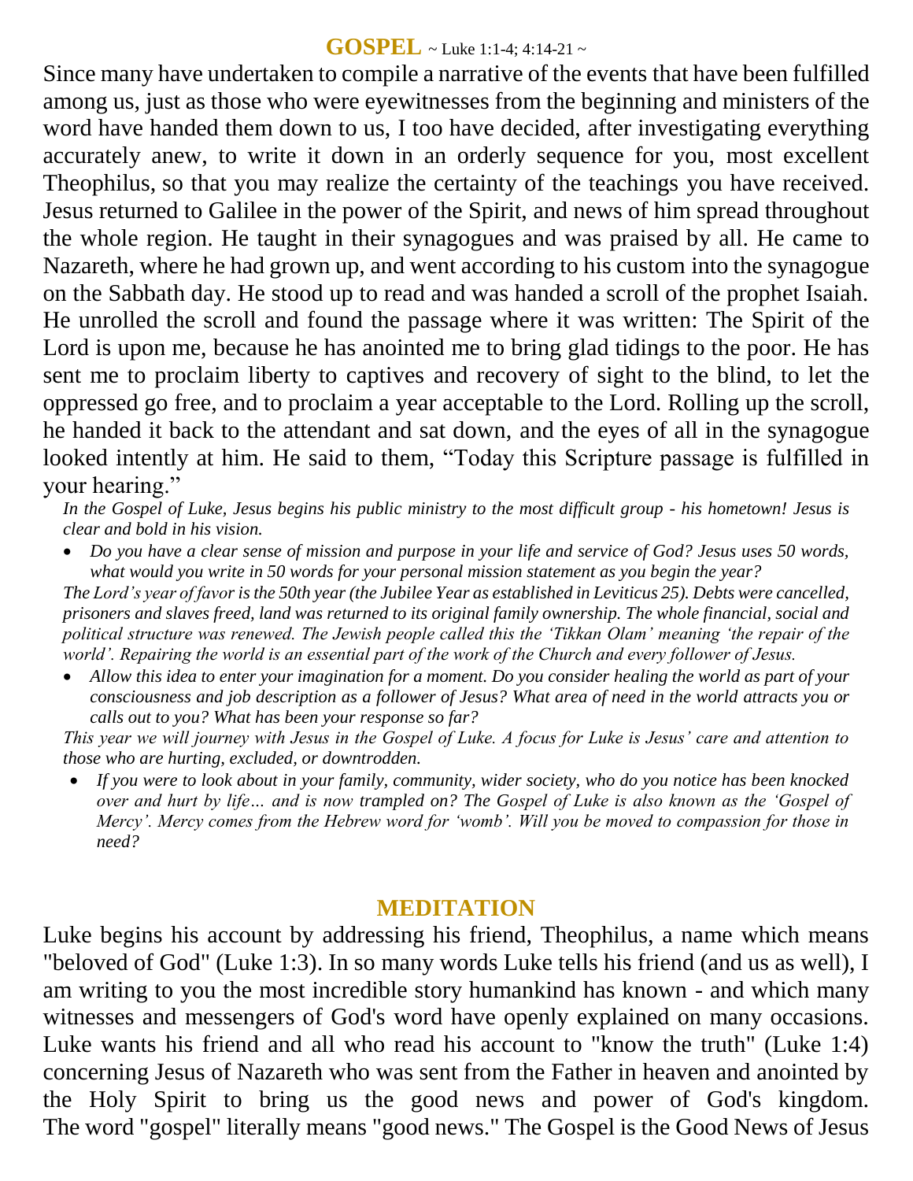## GOSPEL ~ Luke 1:1-4; 4:14-21 ~

Since many have undertaken to compile a narrative of the events that have been fulfilled among us, just as those who were eyewitnesses from the beginning and ministers of the word have handed them down to us, I too have decided, after investigating everything accurately anew, to write it down in an orderly sequence for you, most excellent Theophilus, so that you may realize the certainty of the teachings you have received. Jesus returned to Galilee in the power of the Spirit, and news of him spread throughout the whole region. He taught in their synagogues and was praised by all. He came to Nazareth, where he had grown up, and went according to his custom into the synagogue on the Sabbath day. He stood up to read and was handed a scroll of the prophet Isaiah. He unrolled the scroll and found the passage where it was written: The Spirit of the Lord is upon me, because he has anointed me to bring glad tidings to the poor. He has sent me to proclaim liberty to captives and recovery of sight to the blind, to let the oppressed go free, and to proclaim a year acceptable to the Lord. Rolling up the scroll, he handed it back to the attendant and sat down, and the eyes of all in the synagogue looked intently at him. He said to them, "Today this Scripture passage is fulfilled in your hearing."

*In the Gospel of Luke, Jesus begins his public ministry to the most difficult group - his hometown! Jesus is clear and bold in his vision.*

- *Do you have a clear sense of mission and purpose in your life and service of God? Jesus uses 50 words, what would you write in 50 words for your personal mission statement as you begin the year?*

*The Lord's year of favor is the 50th year (the Jubilee Year as established in Leviticus 25). Debts were cancelled, prisoners and slaves freed, land was returned to its original family ownership. The whole financial, social and political structure was renewed. The Jewish people called this the 'Tikkan Olam' meaning 'the repair of the world'. Repairing the world is an essential part of the work of the Church and every follower of Jesus.*

- *Allow this idea to enter your imagination for a moment. Do you consider healing the world as part of your consciousness and job description as a follower of Jesus? What area of need in the world attracts you or calls out to you? What has been your response so far?*

*This year we will journey with Jesus in the Gospel of Luke. A focus for Luke is Jesus' care and attention to those who are hurting, excluded, or downtrodden.*

- *If you were to look about in your family, community, wider society, who do you notice has been knocked over and hurt by life… and is now trampled on? The Gospel of Luke is also known as the 'Gospel of Mercy'. Mercy comes from the Hebrew word for 'womb'. Will you be moved to compassion for those in need?*

## MEDITATION

Luke begins his account by addressing his friend, Theophilus, a name which means "beloved of God" (Luke 1:3). In so many words Luke tells his friend (and us as well), I am writing to you the most incredible story humankind has known - and which many witnesses and messengers of God's word have openly explained on many occasions. Luke wants his friend and all who read his account to "know the truth" (Luke 1:4) concerning Jesus of Nazareth who was sent from the Father in heaven and anointed by the Holy Spirit to bring us the good news and power of God's kingdom. The word "gospel" literally means "good news." The Gospel is the Good News of Jesus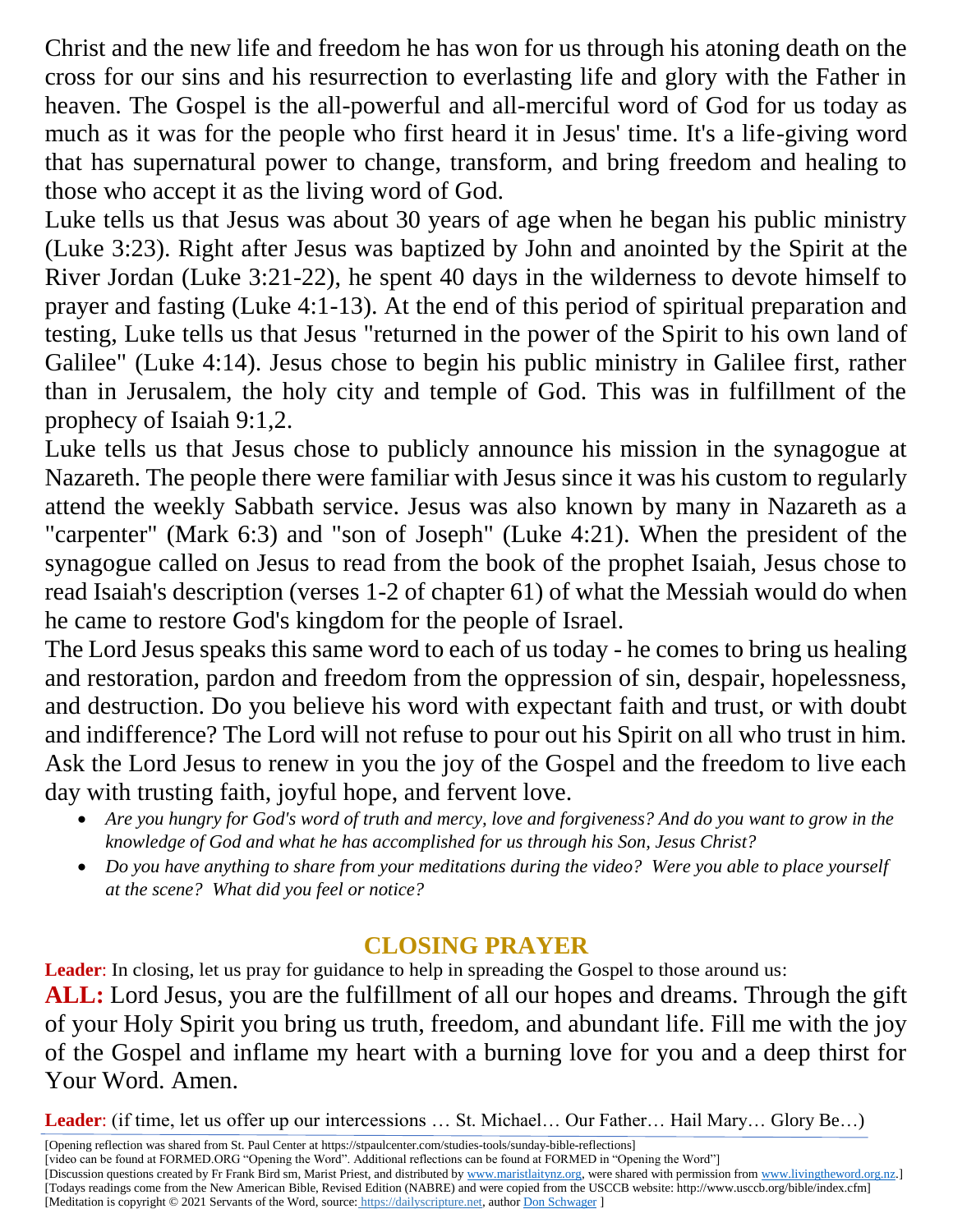Christ and the new life and freedom he has won for us through his atoning death on the cross for our sins and his resurrection to everlasting life and glory with the Father in heaven. The Gospel is the all-powerful and all-merciful word of God for us today as much as it was for the people who first heard it in Jesus' time. It's a life-giving word that has supernatural power to change, transform, and bring freedom and healing to those who accept it as the living word of God.

Luke tells us that Jesus was about 30 years of age when he began his public ministry (Luke 3:23). Right after Jesus was baptized by John and anointed by the Spirit at the River Jordan (Luke 3:21-22), he spent 40 days in the wilderness to devote himself to prayer and fasting (Luke 4:1-13). At the end of this period of spiritual preparation and testing, Luke tells us that Jesus "returned in the power of the Spirit to his own land of Galilee" (Luke 4:14). Jesus chose to begin his public ministry in Galilee first, rather than in Jerusalem, the holy city and temple of God. This was in fulfillment of the prophecy of Isaiah 9:1,2.

Luke tells us that Jesus chose to publicly announce his mission in the synagogue at Nazareth. The people there were familiar with Jesus since it was his custom to regularly attend the weekly Sabbath service. Jesus was also known by many in Nazareth as a "carpenter" (Mark 6:3) and "son of Joseph" (Luke 4:21). When the president of the synagogue called on Jesus to read from the book of the prophet Isaiah, Jesus chose to read Isaiah's description (verses 1-2 of chapter 61) of what the Messiah would do when he came to restore God's kingdom for the people of Israel.

The Lord Jesus speaks this same word to each of us today - he comes to bring us healing and restoration, pardon and freedom from the oppression of sin, despair, hopelessness, and destruction. Do you believe his word with expectant faith and trust, or with doubt and indifference? The Lord will not refuse to pour out his Spirit on all who trust in him. Ask the Lord Jesus to renew in you the joy of the Gospel and the freedom to live each day with trusting faith, joyful hope, and fervent love.

- *Are you hungry for God's word of truth and mercy, love and forgiveness? And do you want to grow in the knowledge of God and what he has accomplished for us through his Son, Jesus Christ?*
- *Do you have anything to share from your meditations during the video? Were you able to place yourself at the scene? What did you feel or notice?*

## CLOSING PRAYER

**Leader**: In closing, let us pray for guidance to help in spreading the Gospel to those around us:

**ALL:** Lord Jesus, you are the fulfillment of all our hopes and dreams. Through the gift of your Holy Spirit you bring us truth, freedom, and abundant life. Fill me with the joy of the Gospel and inflame my heart with a burning love for you and a deep thirst for Your Word. Amen.

**Leader**: (if time, let us offer up our intercessions … St. Michael… Our Father… Hail Mary… Glory Be…)

[Opening reflection was shared from St. Paul Center at https://stpaulcenter.com/studies-tools/sunday-bible-reflections]
[video can be found at FORMED.ORG "Opening the Word". Additional reflections can be found at FORMED in "Opening the Word"]
[Discussion questions created by Fr Frank Bird sm, Marist Priest, and distributed by www.maristlaitynz.org, were shared with permission from www.livingtheword.org.nz.]
[Todays readings come from the New American Bible, Revised Edition (NABRE) and were copied from the USCCB website: http://www.usccb.org/bible/index.cfm]
[Meditation is copyright © 2021 Servants of the Word, source: https://dailyscripture.net, author Don Schwager ]